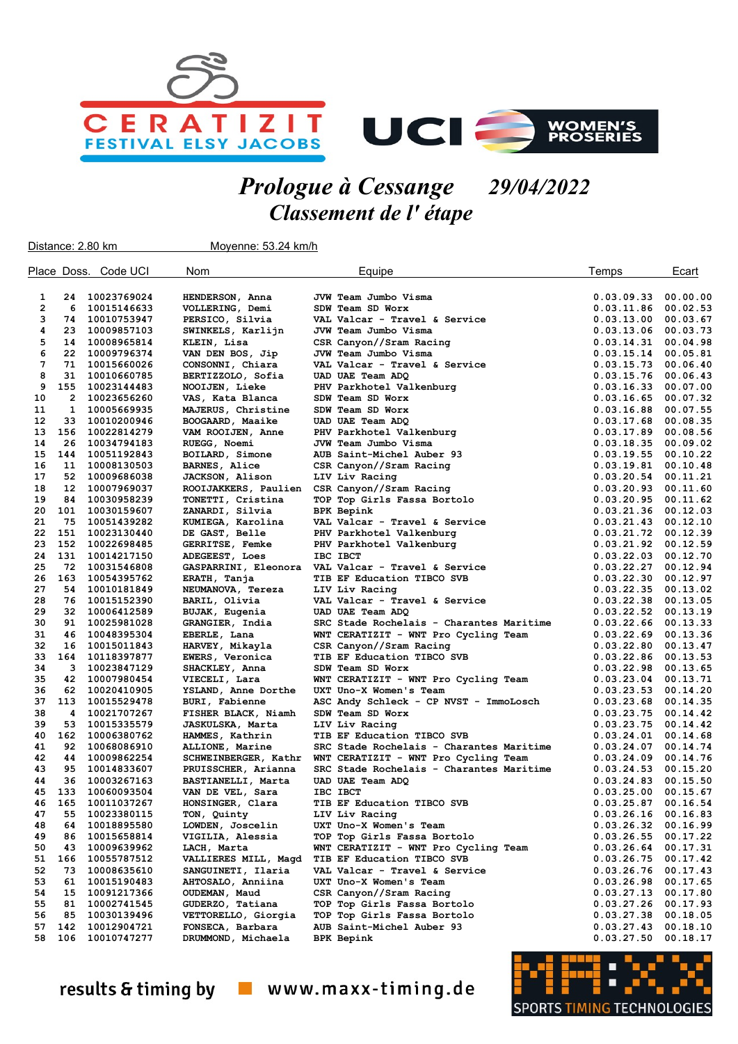# Prologue à Cessange 29/04/2022

## Classement de l' étape

Distance: 2.80 km Moyenne: 53.24 km/h

| Place | Doss. | Code UCI | Nom | Equipe | Temps | Ecart |
|---|---|---|---|---|---|---|
| 1 | 24 | 10023769024 | HENDERSON, Anna | JVW Team Jumbo Visma | 0.03.09.33 | 00.00.00 |
| 2 | 6 | 10015146633 | VOLLERING, Demi | SDW Team SD Worx | 0.03.11.86 | 00.02.53 |
| 3 | 74 | 10010753947 | PERSICO, Silvia | VAL Valcar - Travel & Service | 0.03.13.00 | 00.03.67 |
| 4 | 23 | 10009857103 | SWINKELS, Karlijn | JVW Team Jumbo Visma | 0.03.13.06 | 00.03.73 |
| 5 | 14 | 10008965814 | KLEIN, Lisa | CSR Canyon//Sram Racing | 0.03.14.31 | 00.04.98 |
| 6 | 22 | 10009796374 | VAN DEN BOS, Jip | JVW Team Jumbo Visma | 0.03.15.14 | 00.05.81 |
| 7 | 71 | 10015660026 | CONSONNI, Chiara | VAL Valcar - Travel & Service | 0.03.15.73 | 00.06.40 |
| 8 | 31 | 10010660785 | BERTIZZOLO, Sofia | UAD UAE Team ADQ | 0.03.15.76 | 00.06.43 |
| 9 | 155 | 10023144483 | NOOIJEN, Lieke | PHV Parkhotel Valkenburg | 0.03.16.33 | 00.07.00 |
| 10 | 2 | 10023656260 | VAS, Kata Blanca | SDW Team SD Worx | 0.03.16.65 | 00.07.32 |
| 11 | 1 | 10005669935 | MAJERUS, Christine | SDW Team SD Worx | 0.03.16.88 | 00.07.55 |
| 12 | 33 | 10010200946 | BOOGAARD, Maaike | UAD UAE Team ADQ | 0.03.17.68 | 00.08.35 |
| 13 | 156 | 10022814279 | VAM ROOIJEN, Anne | PHV Parkhotel Valkenburg | 0.03.17.89 | 00.08.56 |
| 14 | 26 | 10034794183 | RUEGG, Noemi | JVW Team Jumbo Visma | 0.03.18.35 | 00.09.02 |
| 15 | 144 | 10051192843 | BOILARD, Simone | AUB Saint-Michel Auber 93 | 0.03.19.55 | 00.10.22 |
| 16 | 11 | 10008130503 | BARNES, Alice | CSR Canyon//Sram Racing | 0.03.19.81 | 00.10.48 |
| 17 | 52 | 10009686038 | JACKSON, Alison | LIV Liv Racing | 0.03.20.54 | 00.11.21 |
| 18 | 12 | 10007969037 | ROOIJAKKERS, Paulien | CSR Canyon//Sram Racing | 0.03.20.93 | 00.11.60 |
| 19 | 84 | 10030958239 | TONETTI, Cristina | TOP Top Girls Fassa Bortolo | 0.03.20.95 | 00.11.62 |
| 20 | 101 | 10030159607 | ZANARDI, Silvia | BPK Bepink | 0.03.21.36 | 00.12.03 |
| 21 | 75 | 10051439282 | KUMIEGA, Karolina | VAL Valcar - Travel & Service | 0.03.21.43 | 00.12.10 |
| 22 | 151 | 10023130440 | DE GAST, Belle | PHV Parkhotel Valkenburg | 0.03.21.72 | 00.12.39 |
| 23 | 152 | 10022698485 | GERRITSE, Femke | PHV Parkhotel Valkenburg | 0.03.21.92 | 00.12.59 |
| 24 | 131 | 10014217150 | ADEGEEST, Loes | IBC IBCT | 0.03.22.03 | 00.12.70 |
| 25 | 72 | 10031546808 | GASPARRINI, Eleonora | VAL Valcar - Travel & Service | 0.03.22.27 | 00.12.94 |
| 26 | 163 | 10054395762 | ERATH, Tanja | TIB EF Education TIBCO SVB | 0.03.22.30 | 00.12.97 |
| 27 | 54 | 10010181849 | NEUMANOVA, Tereza | LIV Liv Racing | 0.03.22.35 | 00.13.02 |
| 28 | 76 | 10015152390 | BARIL, Olivia | VAL Valcar - Travel & Service | 0.03.22.38 | 00.13.05 |
| 29 | 32 | 10006412589 | BUJAK, Eugenia | UAD UAE Team ADQ | 0.03.22.52 | 00.13.19 |
| 30 | 91 | 10025981028 | GRANGIER, India | SRC Stade Rochelais - Charantes Maritime | 0.03.22.66 | 00.13.33 |
| 31 | 46 | 10048395304 | EBERLE, Lana | WNT CERATIZIT - WNT Pro Cycling Team | 0.03.22.69 | 00.13.36 |
| 32 | 16 | 10015011843 | HARVEY, Mikayla | CSR Canyon//Sram Racing | 0.03.22.80 | 00.13.47 |
| 33 | 164 | 10118397877 | EWERS, Veronica | TIB EF Education TIBCO SVB | 0.03.22.86 | 00.13.53 |
| 34 | 3 | 10023847129 | SHACKLEY, Anna | SDW Team SD Worx | 0.03.22.98 | 00.13.65 |
| 35 | 42 | 10007980454 | VIECELI, Lara | WNT CERATIZIT - WNT Pro Cycling Team | 0.03.23.04 | 00.13.71 |
| 36 | 62 | 10020410905 | YSLAND, Anne Dorthe | UXT Uno-X Women's Team | 0.03.23.53 | 00.14.20 |
| 37 | 113 | 10015529478 | BURI, Fabienne | ASC Andy Schleck - CP NVST - ImmoLosch | 0.03.23.68 | 00.14.35 |
| 38 | 4 | 10021707267 | FISHER BLACK, Niamh | SDW Team SD Worx | 0.03.23.75 | 00.14.42 |
| 39 | 53 | 10015335579 | JASKULSKA, Marta | LIV Liv Racing | 0.03.23.75 | 00.14.42 |
| 40 | 162 | 10006380762 | HAMMES, Kathrin | TIB EF Education TIBCO SVB | 0.03.24.01 | 00.14.68 |
| 41 | 92 | 10068086910 | ALLIONE, Marine | SRC Stade Rochelais - Charantes Maritime | 0.03.24.07 | 00.14.74 |
| 42 | 44 | 10009862254 | SCHWEINBERGER, Kathr | WNT CERATIZIT - WNT Pro Cycling Team | 0.03.24.09 | 00.14.76 |
| 43 | 95 | 10014833607 | PRUISSCHER, Arianna | SRC Stade Rochelais - Charantes Maritime | 0.03.24.53 | 00.15.20 |
| 44 | 36 | 10003267163 | BASTIANELLI, Marta | UAD UAE Team ADQ | 0.03.24.83 | 00.15.50 |
| 45 | 133 | 10060093504 | VAN DE VEL, Sara | IBC IBCT | 0.03.25.00 | 00.15.67 |
| 46 | 165 | 10011037267 | HONSINGER, Clara | TIB EF Education TIBCO SVB | 0.03.25.87 | 00.16.54 |
| 47 | 55 | 10023380115 | TON, Quinty | LIV Liv Racing | 0.03.26.16 | 00.16.83 |
| 48 | 64 | 10018895580 | LOWDEN, Joscelin | UXT Uno-X Women's Team | 0.03.26.32 | 00.16.99 |
| 49 | 86 | 10015658814 | VIGILIA, Alessia | TOP Top Girls Fassa Bortolo | 0.03.26.55 | 00.17.22 |
| 50 | 43 | 10009639962 | LACH, Marta | WNT CERATIZIT - WNT Pro Cycling Team | 0.03.26.64 | 00.17.31 |
| 51 | 166 | 10055787512 | VALLIERES MILL, Magd | TIB EF Education TIBCO SVB | 0.03.26.75 | 00.17.42 |
| 52 | 73 | 10008635610 | SANGUINETI, Ilaria | VAL Valcar - Travel & Service | 0.03.26.76 | 00.17.43 |
| 53 | 61 | 10015190483 | AHTOSALO, Anniina | UXT Uno-X Women's Team | 0.03.26.98 | 00.17.65 |
| 54 | 15 | 10091217366 | OUDEMAN, Maud | CSR Canyon//Sram Racing | 0.03.27.13 | 00.17.80 |
| 55 | 81 | 10002741545 | GUDERZO, Tatiana | TOP Top Girls Fassa Bortolo | 0.03.27.26 | 00.17.93 |
| 56 | 85 | 10030139496 | VETTORELLO, Giorgia | TOP Top Girls Fassa Bortolo | 0.03.27.38 | 00.18.05 |
| 57 | 142 | 10012904721 | FONSECA, Barbara | AUB Saint-Michel Auber 93 | 0.03.27.43 | 00.18.10 |
| 58 | 106 | 10010747277 | DRUMMOND, Michaela | BPK Bepink | 0.03.27.50 | 00.18.17 |

results & timing by www.maxx-timing.de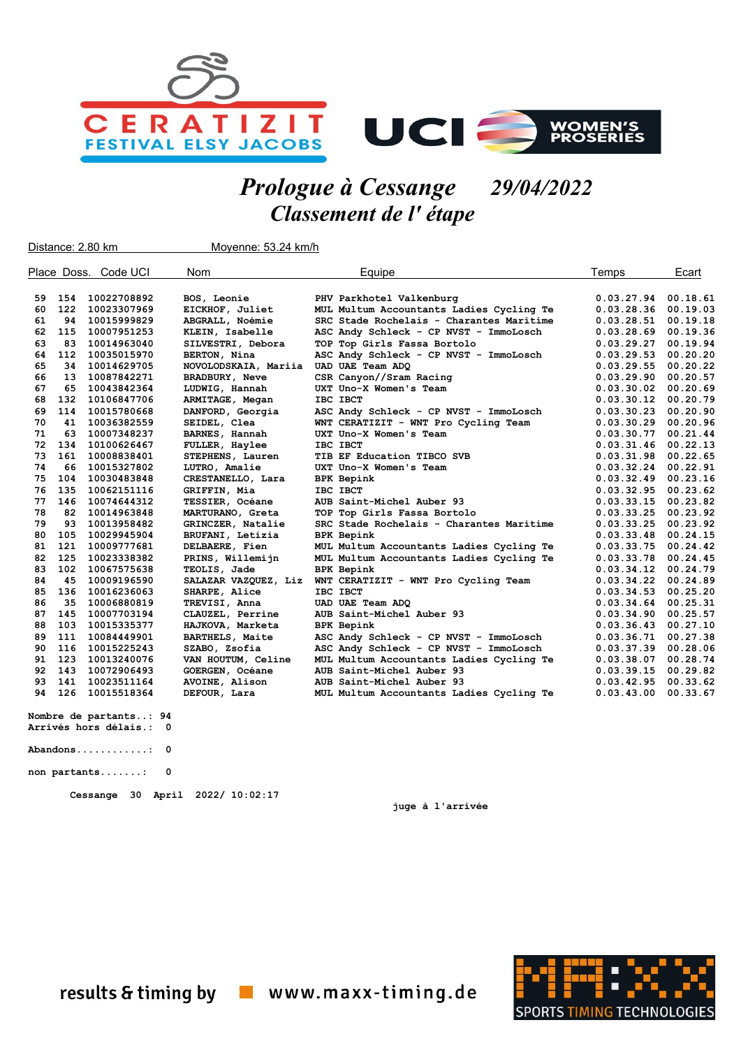# Prologue à Cessange 29/04/2022

## Classement de l' étape

Distance: 2.80 km Moyenne: 53.24 km/h

| Place | Doss. | Code UCI | Nom | Equipe | Temps | Ecart |
|---|---|---|---|---|---|---|
| 59 | 154 | 10022708892 | BOS, Leonie | PHV Parkhotel Valkenburg | 0.03.27.94 | 00.18.61 |
| 60 | 122 | 10023307969 | EICKHOF, Juliet | MUL Multum Accountants Ladies Cycling Te | 0.03.28.36 | 00.19.03 |
| 61 | 94 | 10015999829 | ABGRALL, Noémie | SRC Stade Rochelais - Charantes Maritime | 0.03.28.51 | 00.19.18 |
| 62 | 115 | 10007951253 | KLEIN, Isabelle | ASC Andy Schleck - CP NVST - ImmoLosch | 0.03.28.69 | 00.19.36 |
| 63 | 83 | 10014963040 | SILVESTRI, Debora | TOP Top Girls Fassa Bortolo | 0.03.29.27 | 00.19.94 |
| 64 | 112 | 10035015970 | BERTON, Nina | ASC Andy Schleck - CP NVST - ImmoLosch | 0.03.29.53 | 00.20.20 |
| 65 | 34 | 10014629705 | NOVOLODSKAIA, Mariia | UAD UAE Team ADQ | 0.03.29.55 | 00.20.22 |
| 66 | 13 | 10087842271 | BRADBURY, Neve | CSR Canyon//Sram Racing | 0.03.29.90 | 00.20.57 |
| 67 | 65 | 10043842364 | LUDWIG, Hannah | UXT Uno-X Women's Team | 0.03.30.02 | 00.20.69 |
| 68 | 132 | 10106847706 | ARMITAGE, Megan | IBC IBCT | 0.03.30.12 | 00.20.79 |
| 69 | 114 | 10015780668 | DANFORD, Georgia | ASC Andy Schleck - CP NVST - ImmoLosch | 0.03.30.23 | 00.20.90 |
| 70 | 41 | 10036382559 | SEIDEL, Clea | WNT CERATIZIT - WNT Pro Cycling Team | 0.03.30.29 | 00.20.96 |
| 71 | 63 | 10007348237 | BARNES, Hannah | UXT Uno-X Women's Team | 0.03.30.77 | 00.21.44 |
| 72 | 134 | 10100626467 | FULLER, Haylee | IBC IBCT | 0.03.31.46 | 00.22.13 |
| 73 | 161 | 10008838401 | STEPHENS, Lauren | TIB EF Education TIBCO SVB | 0.03.31.98 | 00.22.65 |
| 74 | 66 | 10015327802 | LUTRO, Amalie | UXT Uno-X Women's Team | 0.03.32.24 | 00.22.91 |
| 75 | 104 | 10030483848 | CRESTANELLO, Lara | BPK Bepink | 0.03.32.49 | 00.23.16 |
| 76 | 135 | 10062151116 | GRIFFIN, Mia | IBC IBCT | 0.03.32.95 | 00.23.62 |
| 77 | 146 | 10074644312 | TESSIER, Océane | AUB Saint-Michel Auber 93 | 0.03.33.15 | 00.23.82 |
| 78 | 82 | 10014963848 | MARTURANO, Greta | TOP Top Girls Fassa Bortolo | 0.03.33.25 | 00.23.92 |
| 79 | 93 | 10013958482 | GRINCZER, Natalie | SRC Stade Rochelais - Charantes Maritime | 0.03.33.25 | 00.23.92 |
| 80 | 105 | 10029945904 | BRUFANI, Letizia | BPK Bepink | 0.03.33.48 | 00.24.15 |
| 81 | 121 | 10009777681 | DELBAERE, Fien | MUL Multum Accountants Ladies Cycling Te | 0.03.33.75 | 00.24.42 |
| 82 | 125 | 10023338382 | PRINS, Willemijn | MUL Multum Accountants Ladies Cycling Te | 0.03.33.78 | 00.24.45 |
| 83 | 102 | 10067575638 | TEOLIS, Jade | BPK Bepink | 0.03.34.12 | 00.24.79 |
| 84 | 45 | 10009196590 | SALAZAR VAZQUEZ, Liz | WNT CERATIZIT - WNT Pro Cycling Team | 0.03.34.22 | 00.24.89 |
| 85 | 136 | 10016236063 | SHARPE, Alice | IBC IBCT | 0.03.34.53 | 00.25.20 |
| 86 | 35 | 10006880819 | TREVISI, Anna | UAD UAE Team ADQ | 0.03.34.64 | 00.25.31 |
| 87 | 145 | 10007703194 | CLAUZEL, Perrine | AUB Saint-Michel Auber 93 | 0.03.34.90 | 00.25.57 |
| 88 | 103 | 10015335377 | HAJKOVA, Marketa | BPK Bepink | 0.03.36.43 | 00.27.10 |
| 89 | 111 | 10084449901 | BARTHELS, Maite | ASC Andy Schleck - CP NVST - ImmoLosch | 0.03.36.71 | 00.27.38 |
| 90 | 116 | 10015225243 | SZABO, Zsofia | ASC Andy Schleck - CP NVST - ImmoLosch | 0.03.37.39 | 00.28.06 |
| 91 | 123 | 10013240076 | VAN HOUTUM, Celine | MUL Multum Accountants Ladies Cycling Te | 0.03.38.07 | 00.28.74 |
| 92 | 143 | 10072906493 | GOERGEN, Océane | AUB Saint-Michel Auber 93 | 0.03.39.15 | 00.29.82 |
| 93 | 141 | 10023511164 | AVOINE, Alison | AUB Saint-Michel Auber 93 | 0.03.42.95 | 00.33.62 |
| 94 | 126 | 10015518364 | DEFOUR, Lara | MUL Multum Accountants Ladies Cycling Te | 0.03.43.00 | 00.33.67 |

Nombre de partants..: 94
Arrivés hors délais.: 0

Abandons............: 0

non partants.......: 0

Cessange 30 April 2022/ 10:02:17

juge à l'arrivée

results & timing by www.maxx-timing.de

SPORTS TIMING TECHNOLOGIES